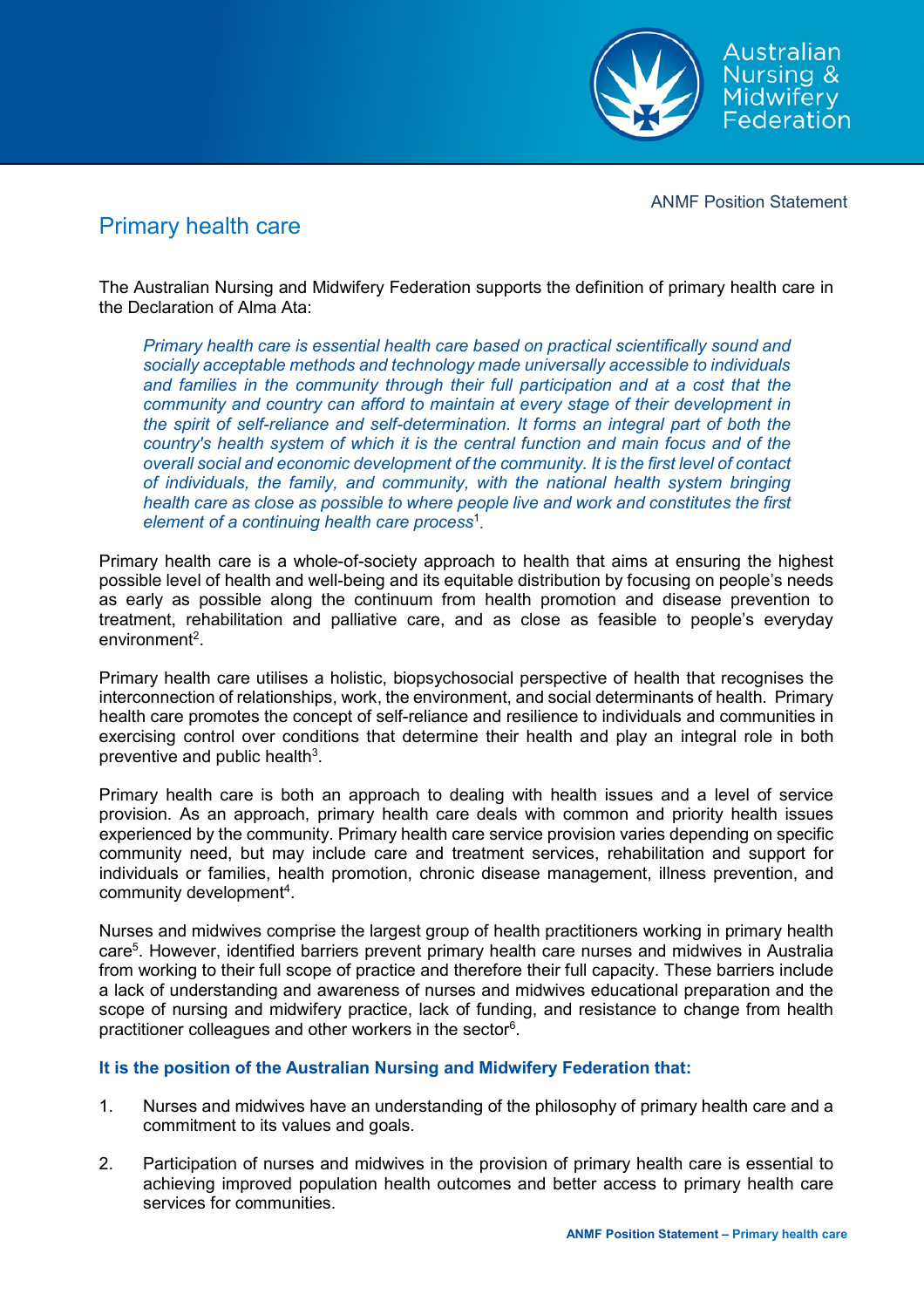ANMF Position Statement

# Primary health care

The Australian Nursing and Midwifery Federation supports the definition of primary health care in the Declaration of Alma Ata:

> *Primary health care is essential health care based on practical scientifically sound and socially acceptable methods and technology made universally accessible to individuals and families in the community through their full participation and at a cost that the community and country can afford to maintain at every stage of their development in the spirit of self-reliance and self-determination. It forms an integral part of both the country's health system of which it is the central function and main focus and of the overall social and economic development of the community. It is the first level of contact of individuals, the family, and community, with the national health system bringing health care as close as possible to where people live and work and constitutes the first element of a continuing health care process*[1].

Primary health care is a whole-of-society approach to health that aims at ensuring the highest possible level of health and well-being and its equitable distribution by focusing on people's needs as early as possible along the continuum from health promotion and disease prevention to treatment, rehabilitation and palliative care, and as close as feasible to people's everyday environment[2].

Primary health care utilises a holistic, biopsychosocial perspective of health that recognises the interconnection of relationships, work, the environment, and social determinants of health. Primary health care promotes the concept of self-reliance and resilience to individuals and communities in exercising control over conditions that determine their health and play an integral role in both preventive and public health[3].

Primary health care is both an approach to dealing with health issues and a level of service provision. As an approach, primary health care deals with common and priority health issues experienced by the community. Primary health care service provision varies depending on specific community need, but may include care and treatment services, rehabilitation and support for individuals or families, health promotion, chronic disease management, illness prevention, and community development[4].

Nurses and midwives comprise the largest group of health practitioners working in primary health care[5]. However, identified barriers prevent primary health care nurses and midwives in Australia from working to their full scope of practice and therefore their full capacity. These barriers include a lack of understanding and awareness of nurses and midwives educational preparation and the scope of nursing and midwifery practice, lack of funding, and resistance to change from health practitioner colleagues and other workers in the sector[6].

**It is the position of the Australian Nursing and Midwifery Federation that:**

1. Nurses and midwives have an understanding of the philosophy of primary health care and a commitment to its values and goals.
2. Participation of nurses and midwives in the provision of primary health care is essential to achieving improved population health outcomes and better access to primary health care services for communities.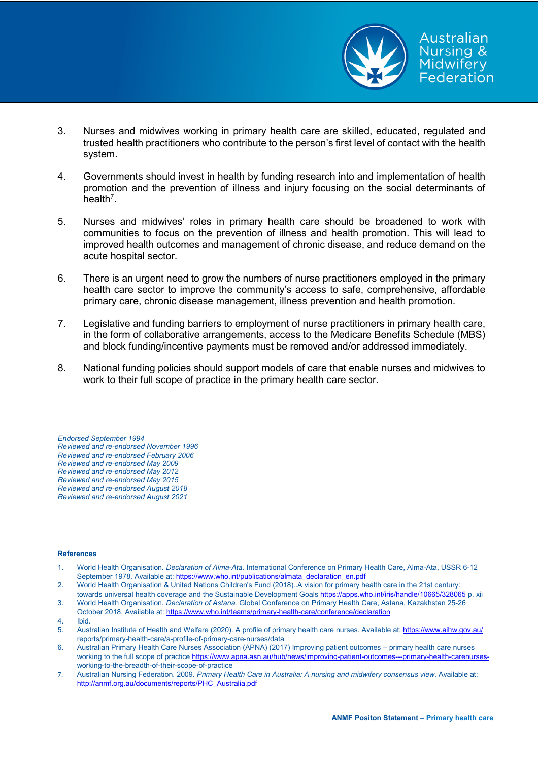3. Nurses and midwives working in primary health care are skilled, educated, regulated and trusted health practitioners who contribute to the person's first level of contact with the health system.

4. Governments should invest in health by funding research into and implementation of health promotion and the prevention of illness and injury focusing on the social determinants of health[7].

5. Nurses and midwives' roles in primary health care should be broadened to work with communities to focus on the prevention of illness and health promotion. This will lead to improved health outcomes and management of chronic disease, and reduce demand on the acute hospital sector.

6. There is an urgent need to grow the numbers of nurse practitioners employed in the primary health care sector to improve the community's access to safe, comprehensive, affordable primary care, chronic disease management, illness prevention and health promotion.

7. Legislative and funding barriers to employment of nurse practitioners in primary health care, in the form of collaborative arrangements, access to the Medicare Benefits Schedule (MBS) and block funding/incentive payments must be removed and/or addressed immediately.

8. National funding policies should support models of care that enable nurses and midwives to work to their full scope of practice in the primary health care sector.

*Endorsed September 1994*
*Reviewed and re-endorsed November 1996*
*Reviewed and re-endorsed February 2006*
*Reviewed and re-endorsed May 2009*
*Reviewed and re-endorsed May 2012*
*Reviewed and re-endorsed May 2015*
*Reviewed and re-endorsed August 2018*
*Reviewed and re-endorsed August 2021*

**References**

1. World Health Organisation. *Declaration of Alma-Ata.* International Conference on Primary Health Care, Alma-Ata, USSR 6-12 September 1978. Available at: https://www.who.int/publications/almata_declaration_en.pdf
2. World Health Organisation & United Nations Children's Fund (2018)..A vision for primary health care in the 21st century: towards universal health coverage and the Sustainable Development Goals https://apps.who.int/iris/handle/10665/328065 p. xii
3. World Health Organisation. *Declaration of Astana.* Global Conference on Primary Health Care, Astana, Kazakhstan 25-26 October 2018. Available at: https://www.who.int/teams/primary-health-care/conference/declaration
4. Ibid.
5. Australian Institute of Health and Welfare (2020). A profile of primary health care nurses. Available at: https://www.aihw.gov.au/reports/primary-health-care/a-profile-of-primary-care-nurses/data
6. Australian Primary Health Care Nurses Association (APNA) (2017) Improving patient outcomes – primary health care nurses working to the full scope of practice https://www.apna.asn.au/hub/news/improving-patient-outcomes---primary-health-carenurses-working-to-the-breadth-of-their-scope-of-practice
7. Australian Nursing Federation. 2009. *Primary Health Care in Australia: A nursing and midwifery consensus view.* Available at: http://anmf.org.au/documents/reports/PHC_Australia.pdf